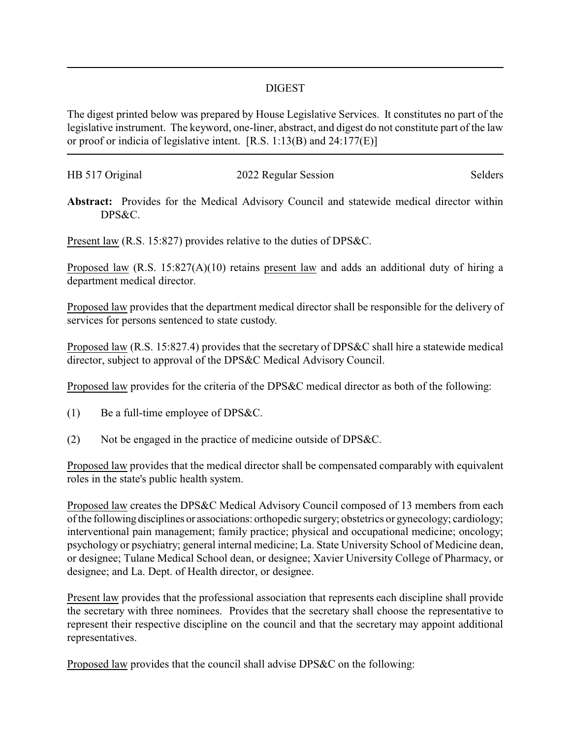## DIGEST

The digest printed below was prepared by House Legislative Services. It constitutes no part of the legislative instrument. The keyword, one-liner, abstract, and digest do not constitute part of the law or proof or indicia of legislative intent. [R.S. 1:13(B) and 24:177(E)]

---

HB 517 Original 2022 Regular Session Selders

**Abstract:** Provides for the Medical Advisory Council and statewide medical director within DPS&C.

Present law (R.S. 15:827) provides relative to the duties of DPS&C.

Proposed law (R.S. 15:827(A)(10) retains present law and adds an additional duty of hiring a department medical director.

Proposed law provides that the department medical director shall be responsible for the delivery of services for persons sentenced to state custody.

Proposed law (R.S. 15:827.4) provides that the secretary of DPS&C shall hire a statewide medical director, subject to approval of the DPS&C Medical Advisory Council.

Proposed law provides for the criteria of the DPS&C medical director as both of the following:

(1) Be a full-time employee of DPS&C.

(2) Not be engaged in the practice of medicine outside of DPS&C.

Proposed law provides that the medical director shall be compensated comparably with equivalent roles in the state's public health system.

Proposed law creates the DPS&C Medical Advisory Council composed of 13 members from each of the following disciplines or associations: orthopedic surgery; obstetrics or gynecology; cardiology; interventional pain management; family practice; physical and occupational medicine; oncology; psychology or psychiatry; general internal medicine; La. State University School of Medicine dean, or designee; Tulane Medical School dean, or designee; Xavier University College of Pharmacy, or designee; and La. Dept. of Health director, or designee.

Present law provides that the professional association that represents each discipline shall provide the secretary with three nominees. Provides that the secretary shall choose the representative to represent their respective discipline on the council and that the secretary may appoint additional representatives.

Proposed law provides that the council shall advise DPS&C on the following: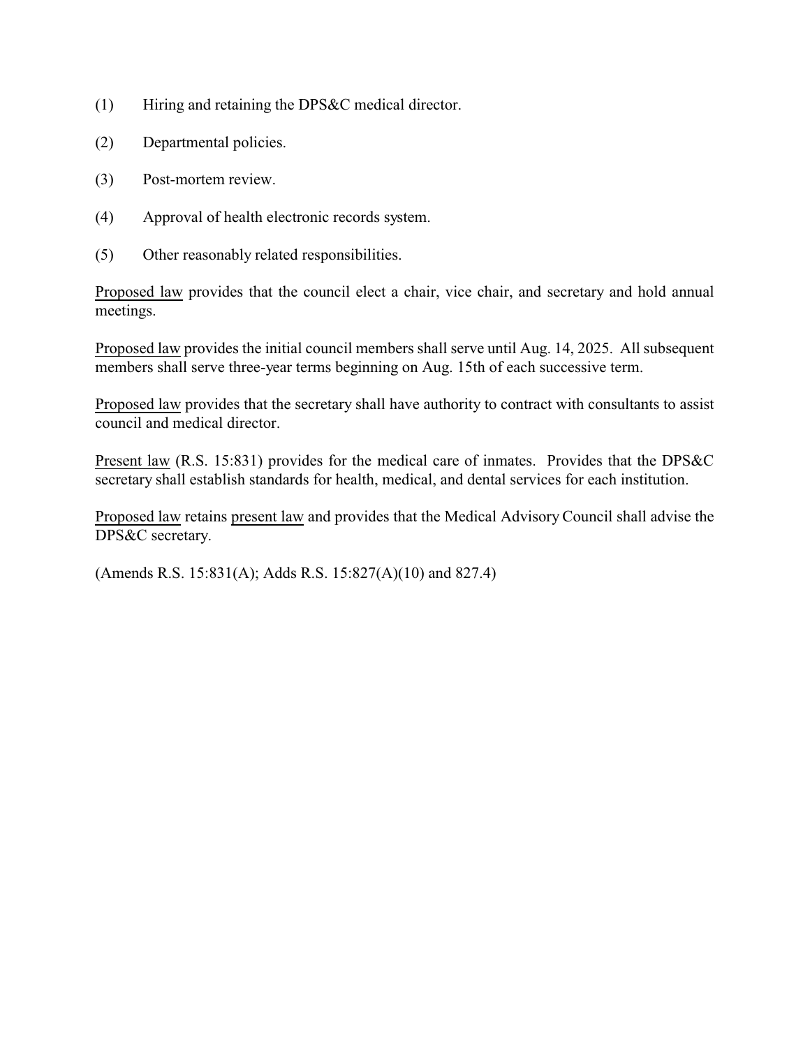(1) Hiring and retaining the DPS&C medical director.

(2) Departmental policies.

(3) Post-mortem review.

(4) Approval of health electronic records system.

(5) Other reasonably related responsibilities.

Proposed law provides that the council elect a chair, vice chair, and secretary and hold annual meetings.

Proposed law provides the initial council members shall serve until Aug. 14, 2025. All subsequent members shall serve three-year terms beginning on Aug. 15th of each successive term.

Proposed law provides that the secretary shall have authority to contract with consultants to assist council and medical director.

Present law (R.S. 15:831) provides for the medical care of inmates. Provides that the DPS&C secretary shall establish standards for health, medical, and dental services for each institution.

Proposed law retains present law and provides that the Medical Advisory Council shall advise the DPS&C secretary.

(Amends R.S. 15:831(A); Adds R.S. 15:827(A)(10) and 827.4)